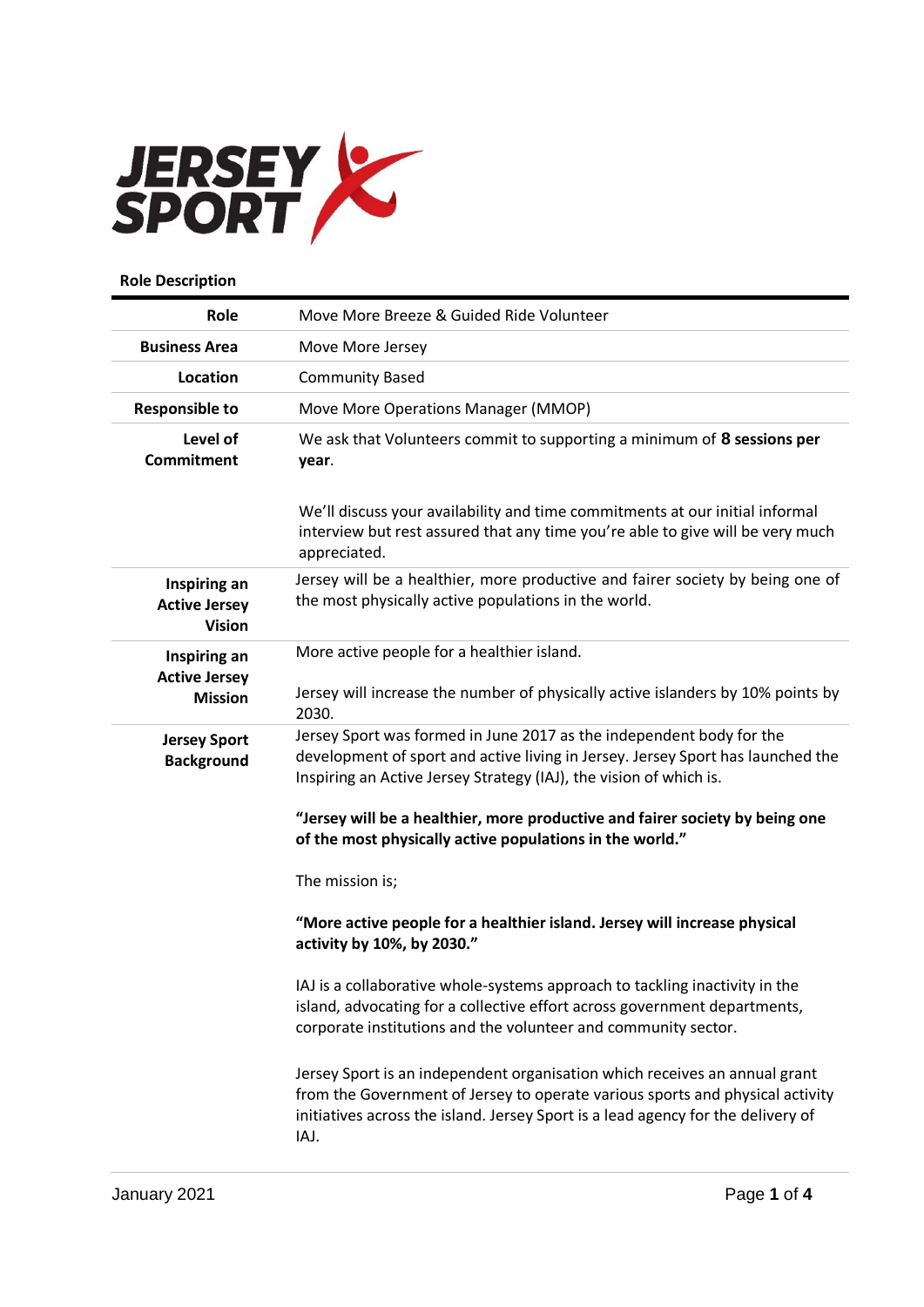**Role Description**

| Role | Move More Breeze & Guided Ride Volunteer |
|---|---|
| Business Area | Move More Jersey |
| Location | Community Based |
| Responsible to | Move More Operations Manager (MMOP) |
| Level of Commitment | We ask that Volunteers commit to supporting a minimum of **8 sessions per year**.<br><br>We'll discuss your availability and time commitments at our initial informal interview but rest assured that any time you're able to give will be very much appreciated. |
| Inspiring an Active Jersey Vision | Jersey will be a healthier, more productive and fairer society by being one of the most physically active populations in the world. |
| Inspiring an Active Jersey Mission | More active people for a healthier island.<br><br>Jersey will increase the number of physically active islanders by 10% points by 2030. |
| Jersey Sport Background | Jersey Sport was formed in June 2017 as the independent body for the development of sport and active living in Jersey. Jersey Sport has launched the Inspiring an Active Jersey Strategy (IAJ), the vision of which is.<br><br>**"Jersey will be a healthier, more productive and fairer society by being one of the most physically active populations in the world."**<br><br>The mission is;<br><br>**"More active people for a healthier island. Jersey will increase physical activity by 10%, by 2030."**<br><br>IAJ is a collaborative whole-systems approach to tackling inactivity in the island, advocating for a collective effort across government departments, corporate institutions and the volunteer and community sector.<br><br>Jersey Sport is an independent organisation which receives an annual grant from the Government of Jersey to operate various sports and physical activity initiatives across the island. Jersey Sport is a lead agency for the delivery of IAJ. |

January 2021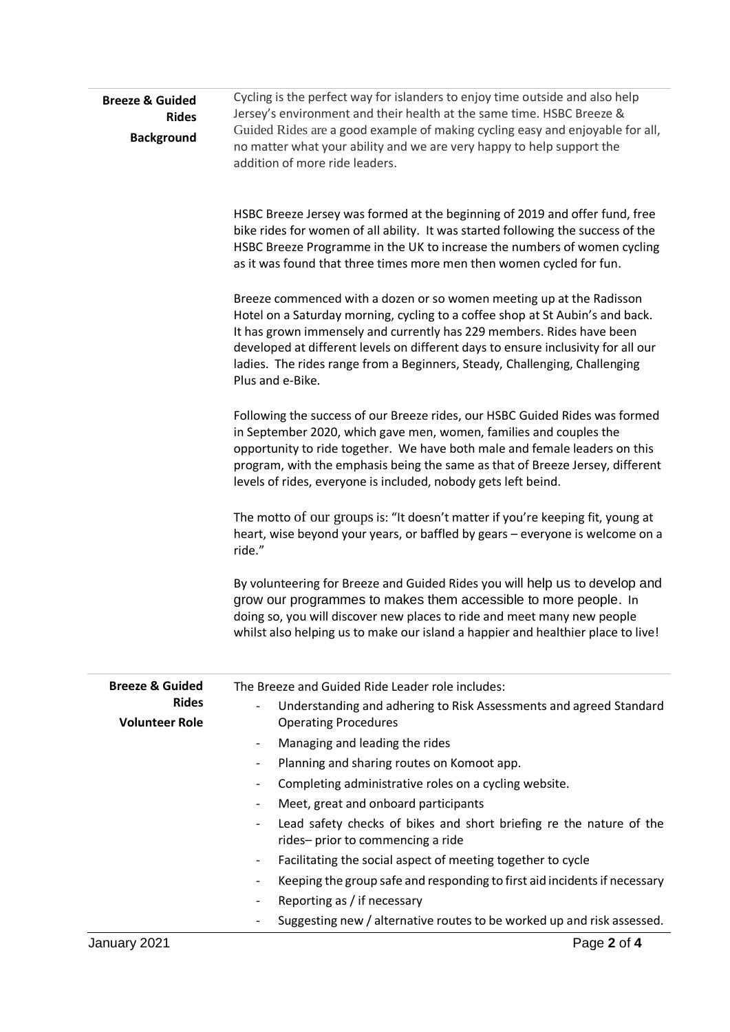## Breeze & Guided Rides Background

Cycling is the perfect way for islanders to enjoy time outside and also help Jersey's environment and their health at the same time. HSBC Breeze & Guided Rides are a good example of making cycling easy and enjoyable for all, no matter what your ability and we are very happy to help support the addition of more ride leaders.

HSBC Breeze Jersey was formed at the beginning of 2019 and offer fund, free bike rides for women of all ability. It was started following the success of the HSBC Breeze Programme in the UK to increase the numbers of women cycling as it was found that three times more men then women cycled for fun.

Breeze commenced with a dozen or so women meeting up at the Radisson Hotel on a Saturday morning, cycling to a coffee shop at St Aubin's and back. It has grown immensely and currently has 229 members. Rides have been developed at different levels on different days to ensure inclusivity for all our ladies. The rides range from a Beginners, Steady, Challenging, Challenging Plus and e-Bike.

Following the success of our Breeze rides, our HSBC Guided Rides was formed in September 2020, which gave men, women, families and couples the opportunity to ride together. We have both male and female leaders on this program, with the emphasis being the same as that of Breeze Jersey, different levels of rides, everyone is included, nobody gets left beind.

The motto of our groups is: "It doesn't matter if you're keeping fit, young at heart, wise beyond your years, or baffled by gears – everyone is welcome on a ride."

By volunteering for Breeze and Guided Rides you will help us to develop and grow our programmes to makes them accessible to more people. In doing so, you will discover new places to ride and meet many new people whilst also helping us to make our island a happier and healthier place to live!

## Breeze & Guided Rides Volunteer Role

The Breeze and Guided Ride Leader role includes:

- Understanding and adhering to Risk Assessments and agreed Standard Operating Procedures
- Managing and leading the rides
- Planning and sharing routes on Komoot app.
- Completing administrative roles on a cycling website.
- Meet, great and onboard participants
- Lead safety checks of bikes and short briefing re the nature of the rides– prior to commencing a ride
- Facilitating the social aspect of meeting together to cycle
- Keeping the group safe and responding to first aid incidents if necessary
- Reporting as / if necessary
- Suggesting new / alternative routes to be worked up and risk assessed.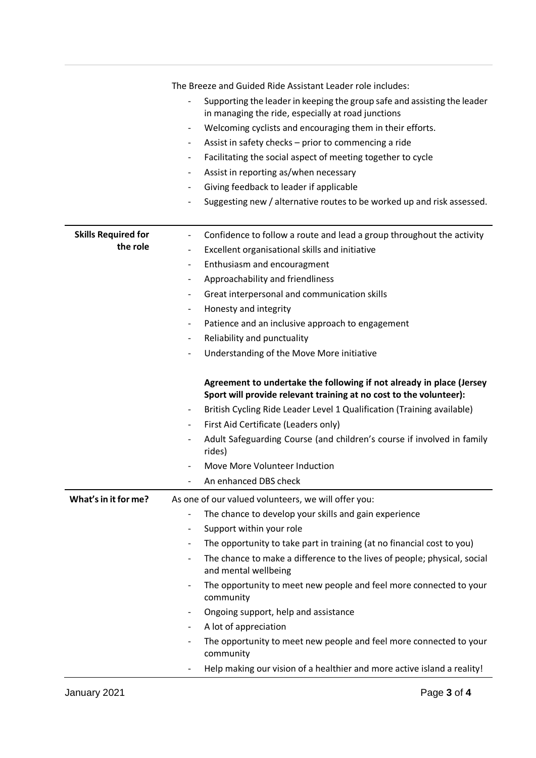| | |
|---|---|
| | The Breeze and Guided Ride Assistant Leader role includes:<br>- Supporting the leader in keeping the group safe and assisting the leader in managing the ride, especially at road junctions<br>- Welcoming cyclists and encouraging them in their efforts.<br>- Assist in safety checks – prior to commencing a ride<br>- Facilitating the social aspect of meeting together to cycle<br>- Assist in reporting as/when necessary<br>- Giving feedback to leader if applicable<br>- Suggesting new / alternative routes to be worked up and risk assessed. |
| **Skills Required for the role** | - Confidence to follow a route and lead a group throughout the activity<br>- Excellent organisational skills and initiative<br>- Enthusiasm and encouragment<br>- Approachability and friendliness<br>- Great interpersonal and communication skills<br>- Honesty and integrity<br>- Patience and an inclusive approach to engagement<br>- Reliability and punctuality<br>- Understanding of the Move More initiative<br><br>**Agreement to undertake the following if not already in place (Jersey Sport will provide relevant training at no cost to the volunteer):**<br>- British Cycling Ride Leader Level 1 Qualification (Training available)<br>- First Aid Certificate (Leaders only)<br>- Adult Safeguarding Course (and children's course if involved in family rides)<br>- Move More Volunteer Induction<br>- An enhanced DBS check |
| **What's in it for me?** | As one of our valued volunteers, we will offer you:<br>- The chance to develop your skills and gain experience<br>- Support within your role<br>- The opportunity to take part in training (at no financial cost to you)<br>- The chance to make a difference to the lives of people; physical, social and mental wellbeing<br>- The opportunity to meet new people and feel more connected to your community<br>- Ongoing support, help and assistance<br>- A lot of appreciation<br>- The opportunity to meet new people and feel more connected to your community<br>- Help making our vision of a healthier and more active island a reality! |

January 2021